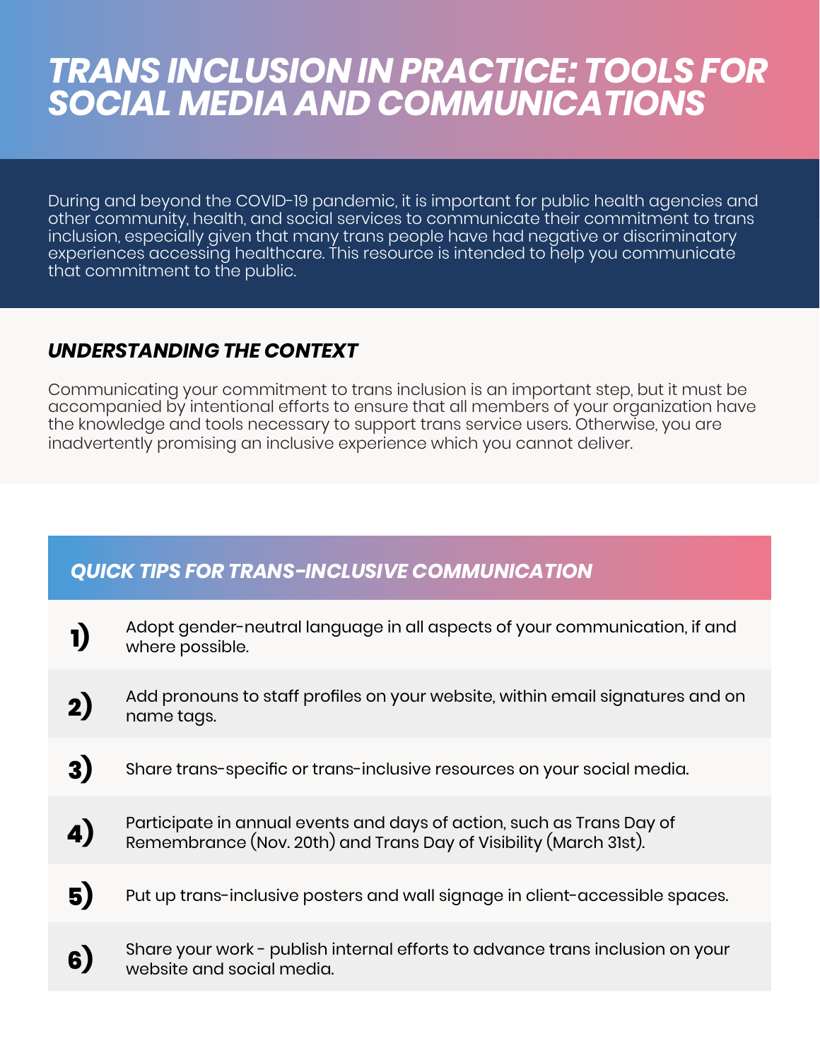# *TRANS INCLUSION IN PRACTICE: TOOLS FOR SOCIAL MEDIA AND COMMUNICATIONS*

During and beyond the COVID-19 pandemic, it is important for public health agencies and other community, health, and social services to communicate their commitment to trans inclusion, especially given that many trans people have had negative or discriminatory experiences accessing healthcare. This resource is intended to help you communicate that commitment to the public.

## *UNDERSTANDING THE CONTEXT*

Communicating your commitment to trans inclusion is an important step, but it must be accompanied by intentional efforts to ensure that all members of your organization have the knowledge and tools necessary to support trans service users. Otherwise, you are inadvertently promising an inclusive experience which you cannot deliver.

## *QUICK TIPS FOR TRANS-INCLUSIVE COMMUNICATION*

**1)** Adopt gender-neutral language in all aspects of your communication, if and where possible.

**2)** Add pronouns to staff profiles on your website, within email signatures and on name tags.

**3)** Share trans-specific or trans-inclusive resources on your social media.

**4)** Participate in annual events and days of action, such as Trans Day of Remembrance (Nov. 20th) and Trans Day of Visibility (March 31st).

**5)** Put up trans-inclusive posters and wall signage in client-accessible spaces.

**6)** Share your work - publish internal efforts to advance trans inclusion on your website and social media.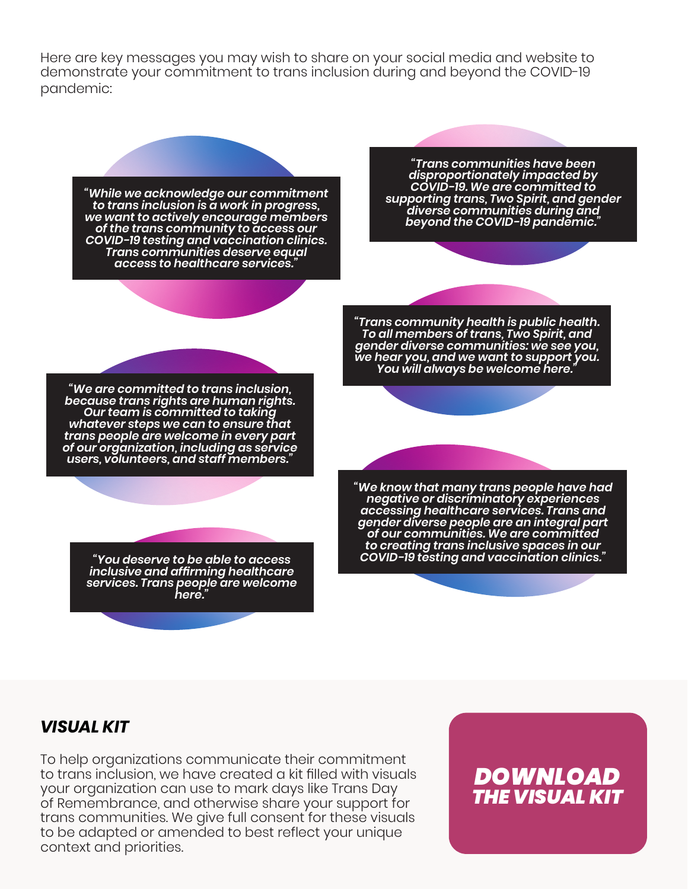Here are key messages you may wish to share on your social media and website to demonstrate your commitment to trans inclusion during and beyond the COVID-19 pandemic:

*"While we acknowledge our commitment to trans inclusion is a work in progress, we want to actively encourage members of the trans community to access our COVID-19 testing and vaccination clinics. Trans communities deserve equal access to healthcare services."*

*"Trans communities have been disproportionately impacted by COVID-19. We are committed to supporting trans, Two Spirit, and gender diverse communities during and beyond the COVID-19 pandemic."*

*"Trans community health is public health. To all members of trans, Two Spirit, and gender diverse communities: we see you, we hear you, and we want to support you. You will always be welcome here."*

*"We are committed to trans inclusion, because trans rights are human rights. Our team is committed to taking whatever steps we can to ensure that trans people are welcome in every part of our organization, including as service users, volunteers, and staff members."*

*"We know that many trans people have had negative or discriminatory experiences accessing healthcare services. Trans and gender diverse people are an integral part of our communities. We are committed to creating trans inclusive spaces in our COVID-19 testing and vaccination clinics."*

*"You deserve to be able to access inclusive and affirming healthcare services. Trans people are welcome here."*

## *VISUAL KIT*

To help organizations communicate their commitment to trans inclusion, we have created a kit filled with visuals your organization can use to mark days like Trans Day of Remembrance, and otherwise share your support for trans communities. We give full consent for these visuals to be adapted or amended to best reflect your unique context and priorities.

***DOWNLOAD THE VISUAL KIT***